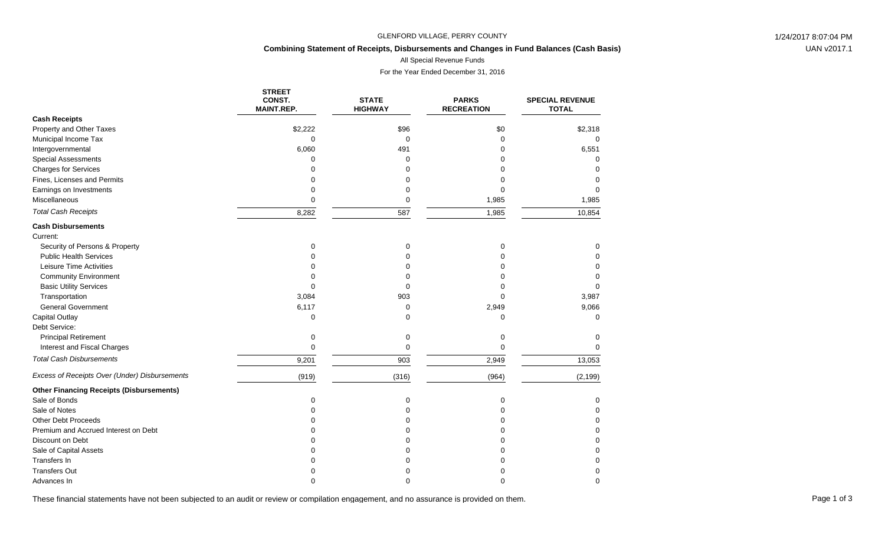GLENFORD VILLAGE, PERRY COUNTY

**Combining Statement of Receipts, Disbursements and Changes in Fund Balances (Cash Basis)**

All Special Revenue Funds

For the Year Ended December 31, 2016

| | STREET CONST. MAINT.REP. | STATE HIGHWAY | PARKS RECREATION | SPECIAL REVENUE TOTAL |
|---|---|---|---|---|
| **Cash Receipts** | | | | |
| Property and Other Taxes | $2,222 | $96 | $0 | $2,318 |
| Municipal Income Tax | 0 | 0 | 0 | 0 |
| Intergovernmental | 6,060 | 491 | 0 | 6,551 |
| Special Assessments | 0 | 0 | 0 | 0 |
| Charges for Services | 0 | 0 | 0 | 0 |
| Fines, Licenses and Permits | 0 | 0 | 0 | 0 |
| Earnings on Investments | 0 | 0 | 0 | 0 |
| Miscellaneous | 0 | 0 | 1,985 | 1,985 |
| *Total Cash Receipts* | 8,282 | 587 | 1,985 | 10,854 |
| **Cash Disbursements** | | | | |
| Current: | | | | |
| Security of Persons & Property | 0 | 0 | 0 | 0 |
| Public Health Services | 0 | 0 | 0 | 0 |
| Leisure Time Activities | 0 | 0 | 0 | 0 |
| Community Environment | 0 | 0 | 0 | 0 |
| Basic Utility Services | 0 | 0 | 0 | 0 |
| Transportation | 3,084 | 903 | 0 | 3,987 |
| General Government | 6,117 | 0 | 2,949 | 9,066 |
| Capital Outlay | 0 | 0 | 0 | 0 |
| Debt Service: | | | | |
| Principal Retirement | 0 | 0 | 0 | 0 |
| Interest and Fiscal Charges | 0 | 0 | 0 | 0 |
| *Total Cash Disbursements* | 9,201 | 903 | 2,949 | 13,053 |
| *Excess of Receipts Over (Under) Disbursements* | (919) | (316) | (964) | (2,199) |
| **Other Financing Receipts (Disbursements)** | | | | |
| Sale of Bonds | 0 | 0 | 0 | 0 |
| Sale of Notes | 0 | 0 | 0 | 0 |
| Other Debt Proceeds | 0 | 0 | 0 | 0 |
| Premium and Accrued Interest on Debt | 0 | 0 | 0 | 0 |
| Discount on Debt | 0 | 0 | 0 | 0 |
| Sale of Capital Assets | 0 | 0 | 0 | 0 |
| Transfers In | 0 | 0 | 0 | 0 |
| Transfers Out | 0 | 0 | 0 | 0 |
| Advances In | 0 | 0 | 0 | 0 |

These financial statements have not been subjected to an audit or review or compilation engagement, and no assurance is provided on them.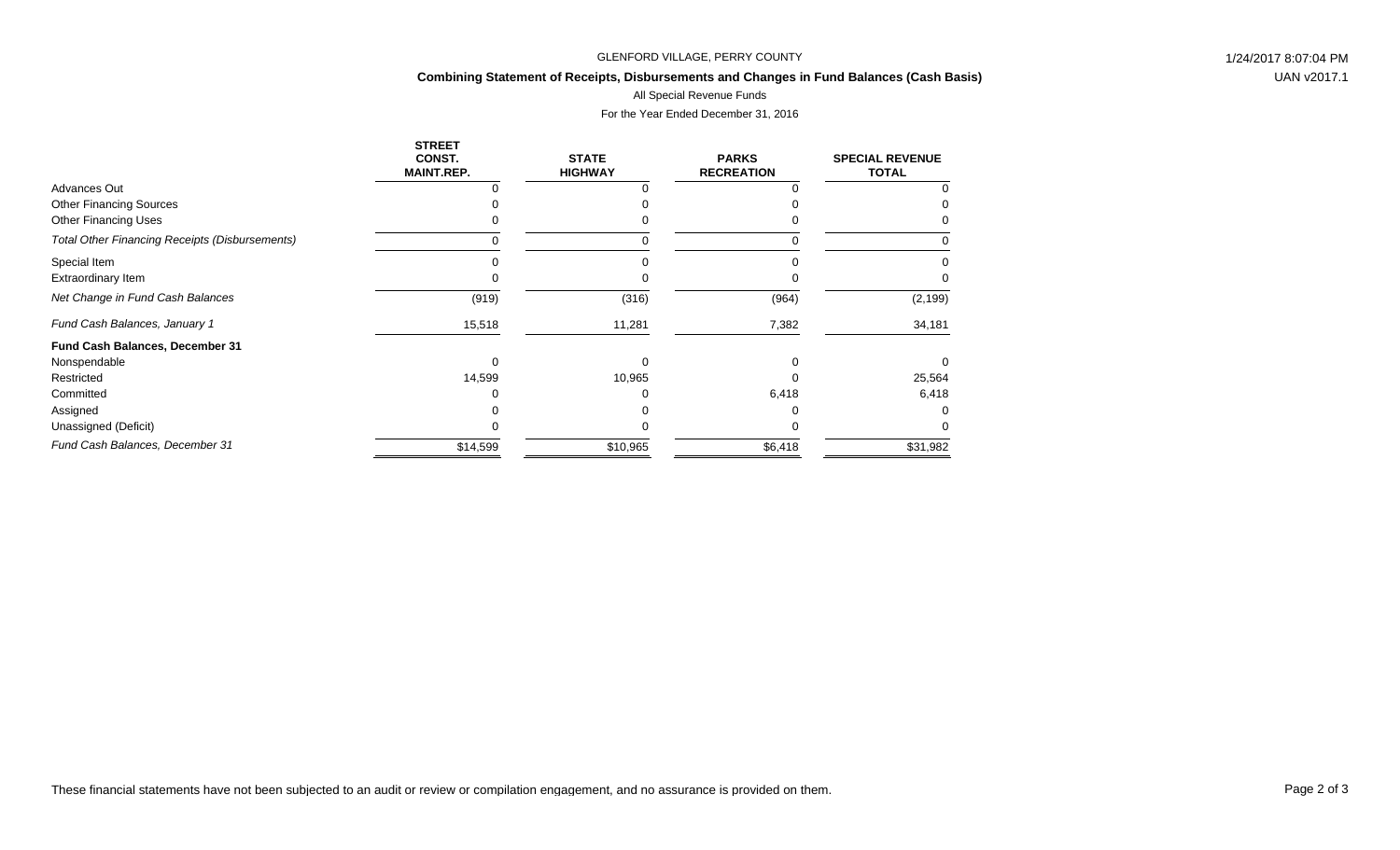GLENFORD VILLAGE, PERRY COUNTY

**Combining Statement of Receipts, Disbursements and Changes in Fund Balances (Cash Basis)**

All Special Revenue Funds

For the Year Ended December 31, 2016

| | STREET CONST. MAINT.REP. | STATE HIGHWAY | PARKS RECREATION | SPECIAL REVENUE TOTAL |
|---|---|---|---|---|
| Advances Out | 0 | 0 | 0 | 0 |
| Other Financing Sources | 0 | 0 | 0 | 0 |
| Other Financing Uses | 0 | 0 | 0 | 0 |
| *Total Other Financing Receipts (Disbursements)* | 0 | 0 | 0 | 0 |
| Special Item | 0 | 0 | 0 | 0 |
| Extraordinary Item | 0 | 0 | 0 | 0 |
| *Net Change in Fund Cash Balances* | (919) | (316) | (964) | (2,199) |
| *Fund Cash Balances, January 1* | 15,518 | 11,281 | 7,382 | 34,181 |
| **Fund Cash Balances, December 31** | | | | |
| Nonspendable | 0 | 0 | 0 | 0 |
| Restricted | 14,599 | 10,965 | 0 | 25,564 |
| Committed | 0 | 0 | 6,418 | 6,418 |
| Assigned | 0 | 0 | 0 | 0 |
| Unassigned (Deficit) | 0 | 0 | 0 | 0 |
| *Fund Cash Balances, December 31* | $14,599 | $10,965 | $6,418 | $31,982 |

These financial statements have not been subjected to an audit or review or compilation engagement, and no assurance is provided on them.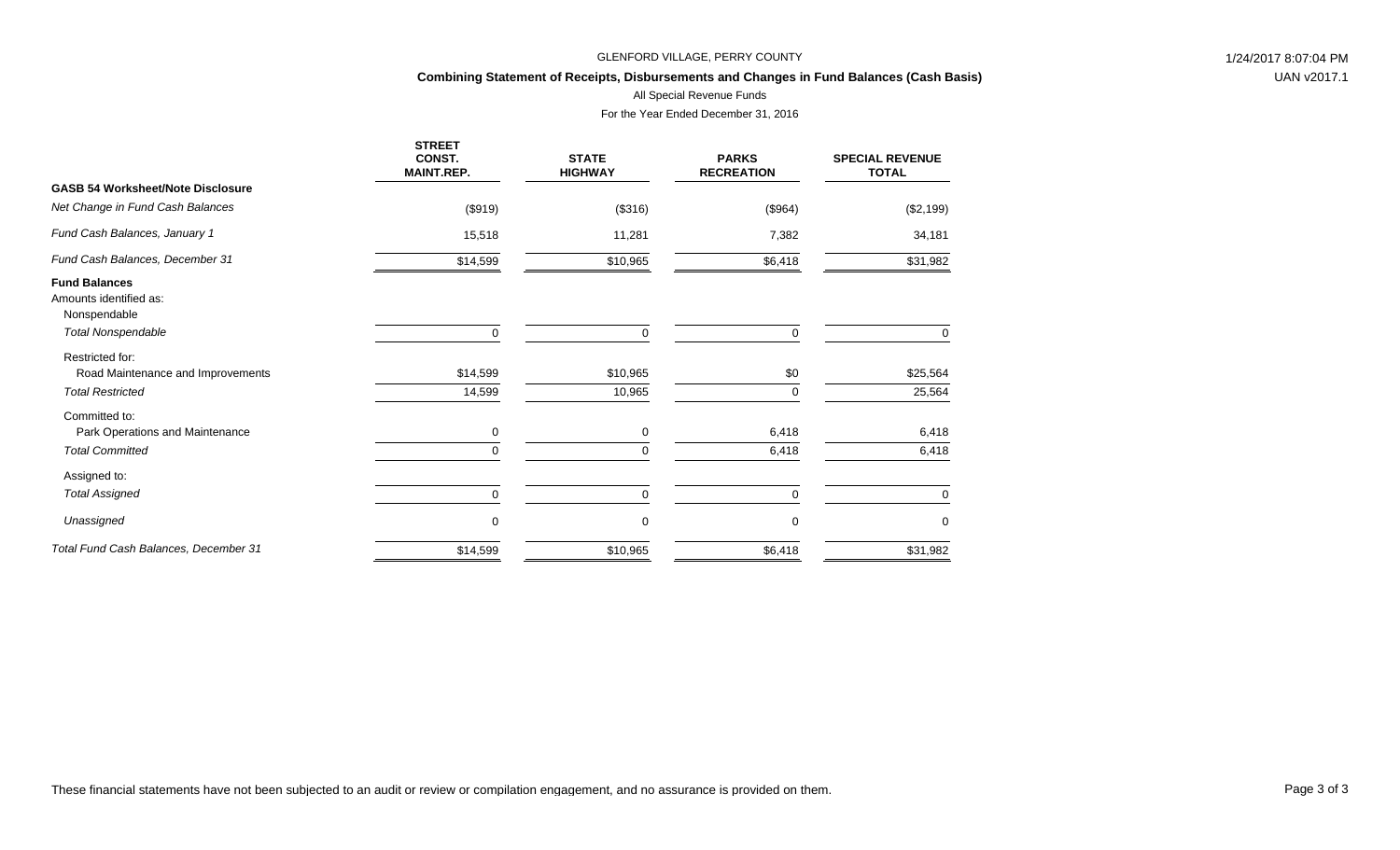GLENFORD VILLAGE, PERRY COUNTY

**Combining Statement of Receipts, Disbursements and Changes in Fund Balances (Cash Basis)**

All Special Revenue Funds

For the Year Ended December 31, 2016

| | STREET CONST. MAINT.REP. | STATE HIGHWAY | PARKS RECREATION | SPECIAL REVENUE TOTAL |
|---|---|---|---|---|
| **GASB 54 Worksheet/Note Disclosure** | | | | |
| *Net Change in Fund Cash Balances* | ($919) | ($316) | ($964) | ($2,199) |
| *Fund Cash Balances, January 1* | 15,518 | 11,281 | 7,382 | 34,181 |
| *Fund Cash Balances, December 31* | $14,599 | $10,965 | $6,418 | $31,982 |
| **Fund Balances** | | | | |
| Amounts identified as: | | | | |
| Nonspendable | | | | |
| *Total Nonspendable* | 0 | 0 | 0 | 0 |
| Restricted for: | | | | |
| Road Maintenance and Improvements | $14,599 | $10,965 | $0 | $25,564 |
| *Total Restricted* | 14,599 | 10,965 | 0 | 25,564 |
| Committed to: | | | | |
| Park Operations and Maintenance | 0 | 0 | 6,418 | 6,418 |
| *Total Committed* | 0 | 0 | 6,418 | 6,418 |
| Assigned to: | | | | |
| *Total Assigned* | 0 | 0 | 0 | 0 |
| *Unassigned* | 0 | 0 | 0 | 0 |
| *Total Fund Cash Balances, December 31* | $14,599 | $10,965 | $6,418 | $31,982 |

These financial statements have not been subjected to an audit or review or compilation engagement, and no assurance is provided on them.